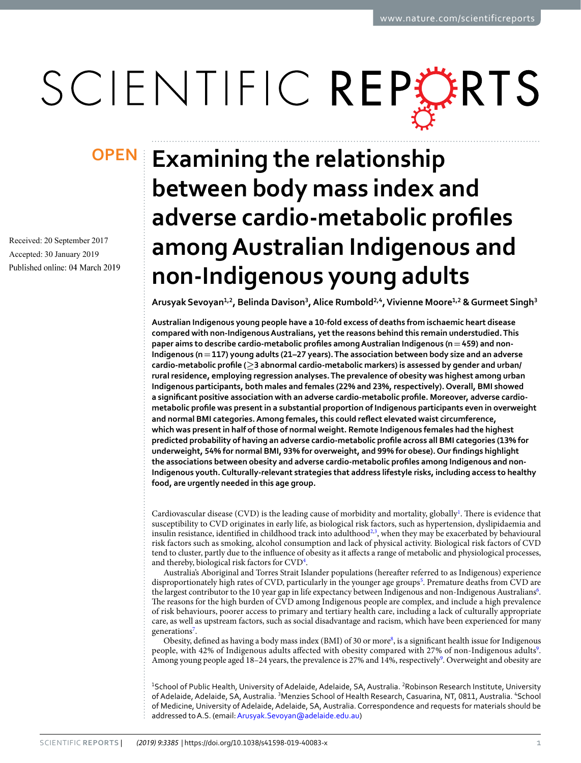OPEN

Received: 20 September 2017
Accepted: 30 January 2019
Published online: 04 March 2019

# Examining the relationship between body mass index and adverse cardio-metabolic profiles among Australian Indigenous and non-Indigenous young adults

Arusyak Sevoyan[1,2], Belinda Davison[3], Alice Rumbold[2,4], Vivienne Moore[1,2] & Gurmeet Singh[3]

**Australian Indigenous young people have a 10-fold excess of deaths from ischaemic heart disease compared with non-Indigenous Australians, yet the reasons behind this remain understudied. This paper aims to describe cardio-metabolic profiles among Australian Indigenous (n = 459) and non-Indigenous (n = 117) young adults (21–27 years). The association between body size and an adverse cardio-metabolic profile (≥3 abnormal cardio-metabolic markers) is assessed by gender and urban/rural residence, employing regression analyses. The prevalence of obesity was highest among urban Indigenous participants, both males and females (22% and 23%, respectively). Overall, BMI showed a significant positive association with an adverse cardio-metabolic profile. Moreover, adverse cardio-metabolic profile was present in a substantial proportion of Indigenous participants even in overweight and normal BMI categories. Among females, this could reflect elevated waist circumference, which was present in half of those of normal weight. Remote Indigenous females had the highest predicted probability of having an adverse cardio-metabolic profile across all BMI categories (13% for underweight, 54% for normal BMI, 93% for overweight, and 99% for obese). Our findings highlight the associations between obesity and adverse cardio-metabolic profiles among Indigenous and non-Indigenous youth. Culturally-relevant strategies that address lifestyle risks, including access to healthy food, are urgently needed in this age group.**

Cardiovascular disease (CVD) is the leading cause of morbidity and mortality, globally[1]. There is evidence that susceptibility to CVD originates in early life, as biological risk factors, such as hypertension, dyslipidaemia and insulin resistance, identified in childhood track into adulthood[2,3], when they may be exacerbated by behavioural risk factors such as smoking, alcohol consumption and lack of physical activity. Biological risk factors of CVD tend to cluster, partly due to the influence of obesity as it affects a range of metabolic and physiological processes, and thereby, biological risk factors for CVD[4].

Australia's Aboriginal and Torres Strait Islander populations (hereafter referred to as Indigenous) experience disproportionately high rates of CVD, particularly in the younger age groups[5]. Premature deaths from CVD are the largest contributor to the 10 year gap in life expectancy between Indigenous and non-Indigenous Australians[6]. The reasons for the high burden of CVD among Indigenous people are complex, and include a high prevalence of risk behaviours, poorer access to primary and tertiary health care, including a lack of culturally appropriate care, as well as upstream factors, such as social disadvantage and racism, which have been experienced for many generations[7].

Obesity, defined as having a body mass index (BMI) of 30 or more[8], is a significant health issue for Indigenous people, with 42% of Indigenous adults affected with obesity compared with 27% of non-Indigenous adults[9]. Among young people aged 18–24 years, the prevalence is 27% and 14%, respectively[9]. Overweight and obesity are

[1]School of Public Health, University of Adelaide, Adelaide, SA, Australia. [2]Robinson Research Institute, University of Adelaide, Adelaide, SA, Australia. [3]Menzies School of Health Research, Casuarina, NT, 0811, Australia. [4]School of Medicine, University of Adelaide, Adelaide, SA, Australia. Correspondence and requests for materials should be addressed to A.S. (email: Arusyak.Sevoyan@adelaide.edu.au)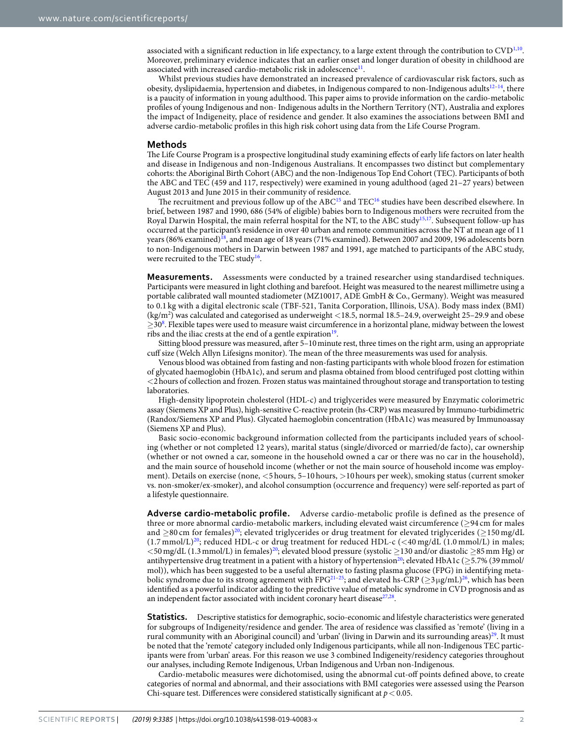associated with a significant reduction in life expectancy, to a large extent through the contribution to CVD[1,10]. Moreover, preliminary evidence indicates that an earlier onset and longer duration of obesity in childhood are associated with increased cardio-metabolic risk in adolescence[11].

Whilst previous studies have demonstrated an increased prevalence of cardiovascular risk factors, such as obesity, dyslipidaemia, hypertension and diabetes, in Indigenous compared to non-Indigenous adults[12–14], there is a paucity of information in young adulthood. This paper aims to provide information on the cardio-metabolic profiles of young Indigenous and non- Indigenous adults in the Northern Territory (NT), Australia and explores the impact of Indigeneity, place of residence and gender. It also examines the associations between BMI and adverse cardio-metabolic profiles in this high risk cohort using data from the Life Course Program.

## Methods

The Life Course Program is a prospective longitudinal study examining effects of early life factors on later health and disease in Indigenous and non-Indigenous Australians. It encompasses two distinct but complementary cohorts: the Aboriginal Birth Cohort (ABC) and the non-Indigenous Top End Cohort (TEC). Participants of both the ABC and TEC (459 and 117, respectively) were examined in young adulthood (aged 21–27 years) between August 2013 and June 2015 in their community of residence.

The recruitment and previous follow up of the ABC[15] and TEC[16] studies have been described elsewhere. In brief, between 1987 and 1990, 686 (54% of eligible) babies born to Indigenous mothers were recruited from the Royal Darwin Hospital, the main referral hospital for the NT, to the ABC study[15,17]. Subsequent follow-up has occurred at the participant's residence in over 40 urban and remote communities across the NT at mean age of 11 years (86% examined)[18], and mean age of 18 years (71% examined). Between 2007 and 2009, 196 adolescents born to non-Indigenous mothers in Darwin between 1987 and 1991, age matched to participants of the ABC study, were recruited to the TEC study[16].

**Measurements.** Assessments were conducted by a trained researcher using standardised techniques. Participants were measured in light clothing and barefoot. Height was measured to the nearest millimetre using a portable calibrated wall mounted stadiometer (MZ10017, ADE GmbH & Co., Germany). Weight was measured to 0.1 kg with a digital electronic scale (TBF-521, Tanita Corporation, Illinois, USA). Body mass index (BMI) ($kg/m^2$) was calculated and categorised as underweight <18.5, normal 18.5–24.9, overweight 25–29.9 and obese ≥30[8]. Flexible tapes were used to measure waist circumference in a horizontal plane, midway between the lowest ribs and the iliac crests at the end of a gentle expiration[19].

Sitting blood pressure was measured, after 5–10 minute rest, three times on the right arm, using an appropriate cuff size (Welch Allyn Lifesigns monitor). The mean of the three measurements was used for analysis.

Venous blood was obtained from fasting and non-fasting participants with whole blood frozen for estimation of glycated haemoglobin (HbA1c), and serum and plasma obtained from blood centrifuged post clotting within <2 hours of collection and frozen. Frozen status was maintained throughout storage and transportation to testing laboratories.

High-density lipoprotein cholesterol (HDL-c) and triglycerides were measured by Enzymatic colorimetric assay (Siemens XP and Plus), high-sensitive C-reactive protein (hs-CRP) was measured by Immuno-turbidimetric (Randox/Siemens XP and Plus). Glycated haemoglobin concentration (HbA1c) was measured by Immunoassay (Siemens XP and Plus).

Basic socio-economic background information collected from the participants included years of schooling (whether or not completed 12 years), marital status (single/divorced or married/de facto), car ownership (whether or not owned a car, someone in the household owned a car or there was no car in the household), and the main source of household income (whether or not the main source of household income was employment). Details on exercise (none, <5 hours, 5–10 hours, >10 hours per week), smoking status (current smoker vs. non-smoker/ex-smoker), and alcohol consumption (occurrence and frequency) were self-reported as part of a lifestyle questionnaire.

**Adverse cardio-metabolic profile.** Adverse cardio-metabolic profile is defined as the presence of three or more abnormal cardio-metabolic markers, including elevated waist circumference (≥94 cm for males and ≥80 cm for females)[20]; elevated triglycerides or drug treatment for elevated triglycerides (≥150 mg/dL (1.7 mmol/L)[20]; reduced HDL-c or drug treatment for reduced HDL-c (<40 mg/dL (1.0 mmol/L) in males; <50 mg/dL (1.3 mmol/L) in females)[20]; elevated blood pressure (systolic ≥130 and/or diastolic ≥85 mm Hg) or antihypertensive drug treatment in a patient with a history of hypertension[20]; elevated HbA1c (≥5.7% (39 mmol/mol)), which has been suggested to be a useful alternative to fasting plasma glucose (FPG) in identifying metabolic syndrome due to its strong agreement with FPG[21–25]; and elevated hs-CRP (≥3 μg/mL)[26], which has been identified as a powerful indicator adding to the predictive value of metabolic syndrome in CVD prognosis and as an independent factor associated with incident coronary heart disease[27,28].

**Statistics.** Descriptive statistics for demographic, socio-economic and lifestyle characteristics were generated for subgroups of Indigeneity/residence and gender. The area of residence was classified as 'remote' (living in a rural community with an Aboriginal council) and 'urban' (living in Darwin and its surrounding areas)[29]. It must be noted that the 'remote' category included only Indigenous participants, while all non-Indigenous TEC participants were from 'urban' areas. For this reason we use 3 combined Indigeneity/residency categories throughout our analyses, including Remote Indigenous, Urban Indigenous and Urban non-Indigenous.

Cardio-metabolic measures were dichotomised, using the abnormal cut-off points defined above, to create categories of normal and abnormal, and their associations with BMI categories were assessed using the Pearson Chi-square test. Differences were considered statistically significant at $p < 0.05$.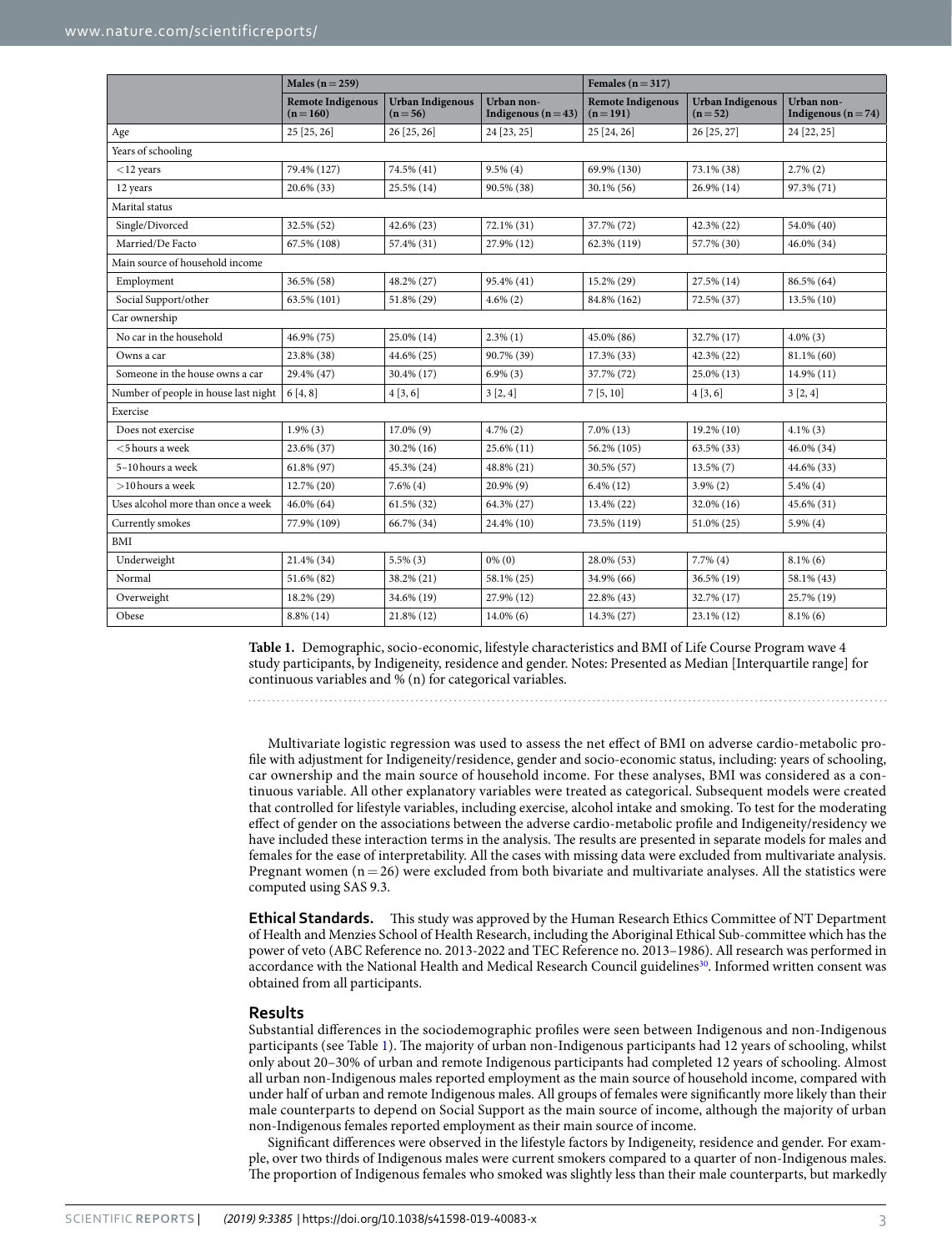| | Males (n = 259) | | | Females (n = 317) | | |
|---|---|---|---|---|---|---|
| | Remote Indigenous (n = 160) | Urban Indigenous (n = 56) | Urban non-Indigenous (n = 43) | Remote Indigenous (n = 191) | Urban Indigenous (n = 52) | Urban non-Indigenous (n = 74) |
| Age | 25 [25, 26] | 26 [25, 26] | 24 [23, 25] | 25 [24, 26] | 26 [25, 27] | 24 [22, 25] |
| Years of schooling | | | | | | |
| <12 years | 79.4% (127) | 74.5% (41) | 9.5% (4) | 69.9% (130) | 73.1% (38) | 2.7% (2) |
| 12 years | 20.6% (33) | 25.5% (14) | 90.5% (38) | 30.1% (56) | 26.9% (14) | 97.3% (71) |
| Marital status | | | | | | |
| Single/Divorced | 32.5% (52) | 42.6% (23) | 72.1% (31) | 37.7% (72) | 42.3% (22) | 54.0% (40) |
| Married/De Facto | 67.5% (108) | 57.4% (31) | 27.9% (12) | 62.3% (119) | 57.7% (30) | 46.0% (34) |
| Main source of household income | | | | | | |
| Employment | 36.5% (58) | 48.2% (27) | 95.4% (41) | 15.2% (29) | 27.5% (14) | 86.5% (64) |
| Social Support/other | 63.5% (101) | 51.8% (29) | 4.6% (2) | 84.8% (162) | 72.5% (37) | 13.5% (10) |
| Car ownership | | | | | | |
| No car in the household | 46.9% (75) | 25.0% (14) | 2.3% (1) | 45.0% (86) | 32.7% (17) | 4.0% (3) |
| Owns a car | 23.8% (38) | 44.6% (25) | 90.7% (39) | 17.3% (33) | 42.3% (22) | 81.1% (60) |
| Someone in the house owns a car | 29.4% (47) | 30.4% (17) | 6.9% (3) | 37.7% (72) | 25.0% (13) | 14.9% (11) |
| Number of people in house last night | 6 [4, 8] | 4 [3, 6] | 3 [2, 4] | 7 [5, 10] | 4 [3, 6] | 3 [2, 4] |
| Exercise | | | | | | |
| Does not exercise | 1.9% (3) | 17.0% (9) | 4.7% (2) | 7.0% (13) | 19.2% (10) | 4.1% (3) |
| <5 hours a week | 23.6% (37) | 30.2% (16) | 25.6% (11) | 56.2% (105) | 63.5% (33) | 46.0% (34) |
| 5–10 hours a week | 61.8% (97) | 45.3% (24) | 48.8% (21) | 30.5% (57) | 13.5% (7) | 44.6% (33) |
| >10 hours a week | 12.7% (20) | 7.6% (4) | 20.9% (9) | 6.4% (12) | 3.9% (2) | 5.4% (4) |
| Uses alcohol more than once a week | 46.0% (64) | 61.5% (32) | 64.3% (27) | 13.4% (22) | 32.0% (16) | 45.6% (31) |
| Currently smokes | 77.9% (109) | 66.7% (34) | 24.4% (10) | 73.5% (119) | 51.0% (25) | 5.9% (4) |
| BMI | | | | | | |
| Underweight | 21.4% (34) | 5.5% (3) | 0% (0) | 28.0% (53) | 7.7% (4) | 8.1% (6) |
| Normal | 51.6% (82) | 38.2% (21) | 58.1% (25) | 34.9% (66) | 36.5% (19) | 58.1% (43) |
| Overweight | 18.2% (29) | 34.6% (19) | 27.9% (12) | 22.8% (43) | 32.7% (17) | 25.7% (19) |
| Obese | 8.8% (14) | 21.8% (12) | 14.0% (6) | 14.3% (27) | 23.1% (12) | 8.1% (6) |

**Table 1.** Demographic, socio-economic, lifestyle characteristics and BMI of Life Course Program wave 4 study participants, by Indigeneity, residence and gender. Notes: Presented as Median [Interquartile range] for continuous variables and % (n) for categorical variables.

Multivariate logistic regression was used to assess the net effect of BMI on adverse cardio-metabolic profile with adjustment for Indigeneity/residence, gender and socio-economic status, including: years of schooling, car ownership and the main source of household income. For these analyses, BMI was considered as a continuous variable. All other explanatory variables were treated as categorical. Subsequent models were created that controlled for lifestyle variables, including exercise, alcohol intake and smoking. To test for the moderating effect of gender on the associations between the adverse cardio-metabolic profile and Indigeneity/residency we have included these interaction terms in the analysis. The results are presented in separate models for males and females for the ease of interpretability. All the cases with missing data were excluded from multivariate analysis. Pregnant women (n = 26) were excluded from both bivariate and multivariate analyses. All the statistics were computed using SAS 9.3.

**Ethical Standards.** This study was approved by the Human Research Ethics Committee of NT Department of Health and Menzies School of Health Research, including the Aboriginal Ethical Sub-committee which has the power of veto (ABC Reference no. 2013-2022 and TEC Reference no. 2013–1986). All research was performed in accordance with the National Health and Medical Research Council guidelines[30]. Informed written consent was obtained from all participants.

## Results

Substantial differences in the sociodemographic profiles were seen between Indigenous and non-Indigenous participants (see Table 1). The majority of urban non-Indigenous participants had 12 years of schooling, whilst only about 20–30% of urban and remote Indigenous participants had completed 12 years of schooling. Almost all urban non-Indigenous males reported employment as the main source of household income, compared with under half of urban and remote Indigenous males. All groups of females were significantly more likely than their male counterparts to depend on Social Support as the main source of income, although the majority of urban non-Indigenous females reported employment as their main source of income.

Significant differences were observed in the lifestyle factors by Indigeneity, residence and gender. For example, over two thirds of Indigenous males were current smokers compared to a quarter of non-Indigenous males. The proportion of Indigenous females who smoked was slightly less than their male counterparts, but markedly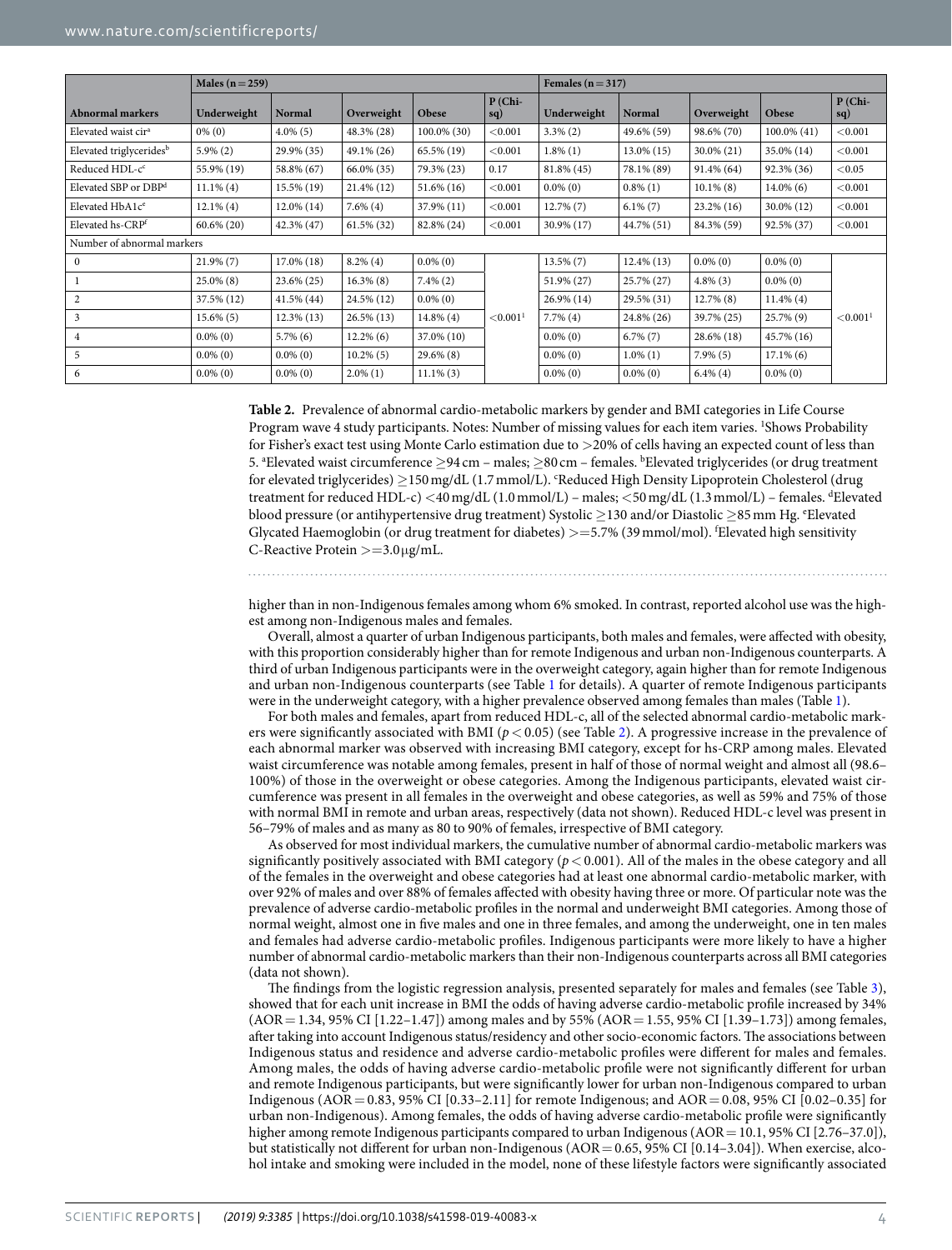| Abnormal markers | Males (n = 259) | | | | | Females (n = 317) | | | | |
|---|---|---|---|---|---|---|---|---|---|---|
| | Underweight | Normal | Overweight | Obese | P (Chi-sq) | Underweight | Normal | Overweight | Obese | P (Chi-sq) |
| Elevated waist cir[a] | 0% (0) | 4.0% (5) | 48.3% (28) | 100.0% (30) | <0.001 | 3.3% (2) | 49.6% (59) | 98.6% (70) | 100.0% (41) | <0.001 |
| Elevated triglycerides[b] | 5.9% (2) | 29.9% (35) | 49.1% (26) | 65.5% (19) | <0.001 | 1.8% (1) | 13.0% (15) | 30.0% (21) | 35.0% (14) | <0.001 |
| Reduced HDL-c[c] | 55.9% (19) | 58.8% (67) | 66.0% (35) | 79.3% (23) | 0.17 | 81.8% (45) | 78.1% (89) | 91.4% (64) | 92.3% (36) | <0.05 |
| Elevated SBP or DBP[d] | 11.1% (4) | 15.5% (19) | 21.4% (12) | 51.6% (16) | <0.001 | 0.0% (0) | 0.8% (1) | 10.1% (8) | 14.0% (6) | <0.001 |
| Elevated HbA1c[e] | 12.1% (4) | 12.0% (14) | 7.6% (4) | 37.9% (11) | <0.001 | 12.7% (7) | 6.1% (7) | 23.2% (16) | 30.0% (12) | <0.001 |
| Elevated hs-CRP[f] | 60.6% (20) | 42.3% (47) | 61.5% (32) | 82.8% (24) | <0.001 | 30.9% (17) | 44.7% (51) | 84.3% (59) | 92.5% (37) | <0.001 |
| Number of abnormal markers | | | | | | | | | | |
| 0 | 21.9% (7) | 17.0% (18) | 8.2% (4) | 0.0% (0) | | 13.5% (7) | 12.4% (13) | 0.0% (0) | 0.0% (0) | |
| 1 | 25.0% (8) | 23.6% (25) | 16.3% (8) | 7.4% (2) | | 51.9% (27) | 25.7% (27) | 4.8% (3) | 0.0% (0) | |
| 2 | 37.5% (12) | 41.5% (44) | 24.5% (12) | 0.0% (0) | | 26.9% (14) | 29.5% (31) | 12.7% (8) | 11.4% (4) | |
| 3 | 15.6% (5) | 12.3% (13) | 26.5% (13) | 14.8% (4) | <0.001[1] | 7.7% (4) | 24.8% (26) | 39.7% (25) | 25.7% (9) | <0.001[1] |
| 4 | 0.0% (0) | 5.7% (6) | 12.2% (6) | 37.0% (10) | | 0.0% (0) | 6.7% (7) | 28.6% (18) | 45.7% (16) | |
| 5 | 0.0% (0) | 0.0% (0) | 10.2% (5) | 29.6% (8) | | 0.0% (0) | 1.0% (1) | 7.9% (5) | 17.1% (6) | |
| 6 | 0.0% (0) | 0.0% (0) | 2.0% (1) | 11.1% (3) | | 0.0% (0) | 0.0% (0) | 6.4% (4) | 0.0% (0) | |

**Table 2.** Prevalence of abnormal cardio-metabolic markers by gender and BMI categories in Life Course Program wave 4 study participants. Notes: Number of missing values for each item varies. [1]Shows Probability for Fisher's exact test using Monte Carlo estimation due to >20% of cells having an expected count of less than 5. [a]Elevated waist circumference ≥94 cm – males; ≥80 cm – females. [b]Elevated triglycerides (or drug treatment for elevated triglycerides) ≥150 mg/dL (1.7 mmol/L). [c]Reduced High Density Lipoprotein Cholesterol (drug treatment for reduced HDL-c) <40 mg/dL (1.0 mmol/L) – males; <50 mg/dL (1.3 mmol/L) – females. [d]Elevated blood pressure (or antihypertensive drug treatment) Systolic ≥130 and/or Diastolic ≥85 mm Hg. [e]Elevated Glycated Haemoglobin (or drug treatment for diabetes) >=5.7% (39 mmol/mol). [f]Elevated high sensitivity C-Reactive Protein >=3.0 μg/mL.

higher than in non-Indigenous females among whom 6% smoked. In contrast, reported alcohol use was the highest among non-Indigenous males and females.

Overall, almost a quarter of urban Indigenous participants, both males and females, were affected with obesity, with this proportion considerably higher than for remote Indigenous and urban non-Indigenous counterparts. A third of urban Indigenous participants were in the overweight category, again higher than for remote Indigenous and urban non-Indigenous counterparts (see Table 1 for details). A quarter of remote Indigenous participants were in the underweight category, with a higher prevalence observed among females than males (Table 1).

For both males and females, apart from reduced HDL-c, all of the selected abnormal cardio-metabolic markers were significantly associated with BMI ($p < 0.05$) (see Table 2). A progressive increase in the prevalence of each abnormal marker was observed with increasing BMI category, except for hs-CRP among males. Elevated waist circumference was notable among females, present in half of those of normal weight and almost all (98.6–100%) of those in the overweight or obese categories. Among the Indigenous participants, elevated waist circumference was present in all females in the overweight and obese categories, as well as 59% and 75% of those with normal BMI in remote and urban areas, respectively (data not shown). Reduced HDL-c level was present in 56–79% of males and as many as 80 to 90% of females, irrespective of BMI category.

As observed for most individual markers, the cumulative number of abnormal cardio-metabolic markers was significantly positively associated with BMI category ($p < 0.001$). All of the males in the obese category and all of the females in the overweight and obese categories had at least one abnormal cardio-metabolic marker, with over 92% of males and over 88% of females affected with obesity having three or more. Of particular note was the prevalence of adverse cardio-metabolic profiles in the normal and underweight BMI categories. Among those of normal weight, almost one in five males and one in three females, and among the underweight, one in ten males and females had adverse cardio-metabolic profiles. Indigenous participants were more likely to have a higher number of abnormal cardio-metabolic markers than their non-Indigenous counterparts across all BMI categories (data not shown).

The findings from the logistic regression analysis, presented separately for males and females (see Table 3), showed that for each unit increase in BMI the odds of having adverse cardio-metabolic profile increased by 34% (AOR = 1.34, 95% CI [1.22–1.47]) among males and by 55% (AOR = 1.55, 95% CI [1.39–1.73]) among females, after taking into account Indigenous status/residency and other socio-economic factors. The associations between Indigenous status and residence and adverse cardio-metabolic profiles were different for males and females. Among males, the odds of having adverse cardio-metabolic profile were not significantly different for urban and remote Indigenous participants, but were significantly lower for urban non-Indigenous compared to urban Indigenous (AOR = 0.83, 95% CI [0.33–2.11] for remote Indigenous; and AOR = 0.08, 95% CI [0.02–0.35] for urban non-Indigenous). Among females, the odds of having adverse cardio-metabolic profile were significantly higher among remote Indigenous participants compared to urban Indigenous (AOR = 10.1, 95% CI [2.76–37.0]), but statistically not different for urban non-Indigenous (AOR = 0.65, 95% CI [0.14–3.04]). When exercise, alcohol intake and smoking were included in the model, none of these lifestyle factors were significantly associated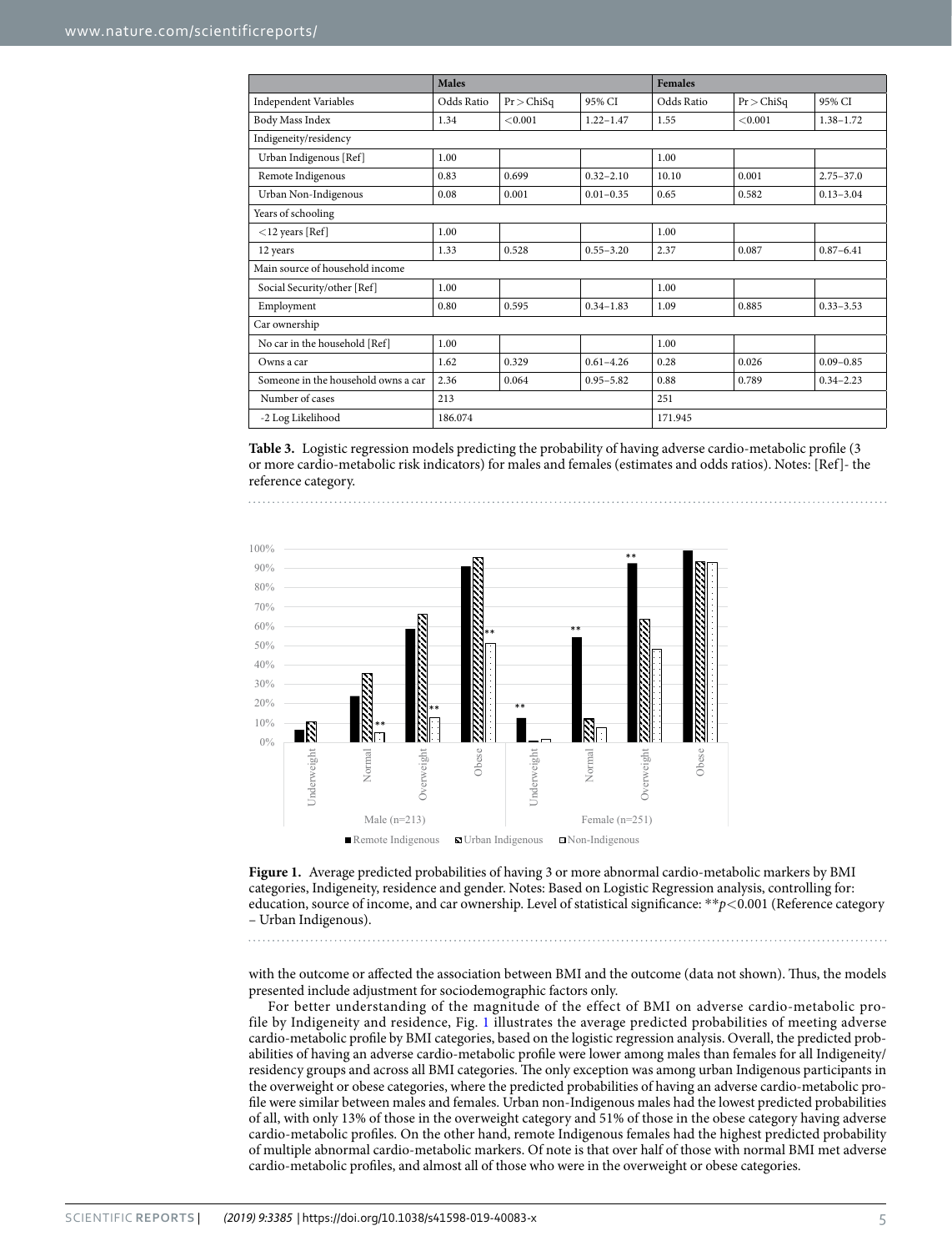| | Males | | | Females | | |
|---|---|---|---|---|---|---|
| Independent Variables | Odds Ratio | Pr > ChiSq | 95% CI | Odds Ratio | Pr > ChiSq | 95% CI |
| Body Mass Index | 1.34 | <0.001 | 1.22–1.47 | 1.55 | <0.001 | 1.38–1.72 |
| Indigeneity/residency | | | | | | |
| Urban Indigenous [Ref] | 1.00 | | | 1.00 | | |
| Remote Indigenous | 0.83 | 0.699 | 0.32–2.10 | 10.10 | 0.001 | 2.75–37.0 |
| Urban Non-Indigenous | 0.08 | 0.001 | 0.01–0.35 | 0.65 | 0.582 | 0.13–3.04 |
| Years of schooling | | | | | | |
| <12 years [Ref] | 1.00 | | | 1.00 | | |
| 12 years | 1.33 | 0.528 | 0.55–3.20 | 2.37 | 0.087 | 0.87–6.41 |
| Main source of household income | | | | | | |
| Social Security/other [Ref] | 1.00 | | | 1.00 | | |
| Employment | 0.80 | 0.595 | 0.34–1.83 | 1.09 | 0.885 | 0.33–3.53 |
| Car ownership | | | | | | |
| No car in the household [Ref] | 1.00 | | | 1.00 | | |
| Owns a car | 1.62 | 0.329 | 0.61–4.26 | 0.28 | 0.026 | 0.09–0.85 |
| Someone in the household owns a car | 2.36 | 0.064 | 0.95–5.82 | 0.88 | 0.789 | 0.34–2.23 |
| Number of cases | 213 | | | 251 | | |
| -2 Log Likelihood | 186.074 | | | 171.945 | | |

**Table 3.** Logistic regression models predicting the probability of having adverse cardio-metabolic profile (3 or more cardio-metabolic risk indicators) for males and females (estimates and odds ratios). Notes: [Ref]- the reference category.

100%
90%
80%
70%
60%
50%
40%
30%
20%
10%
0%
**
**
**
**
**
**
Underweight
Normal
Overweight
Obese
Underweight
Normal
Overweight
Obese
Male (n=213)
Female (n=251)
Remote Indigenous
Urban Indigenous
Non-Indigenous

**Figure 1.** Average predicted probabilities of having 3 or more abnormal cardio-metabolic markers by BMI categories, Indigeneity, residence and gender. Notes: Based on Logistic Regression analysis, controlling for: education, source of income, and car ownership. Level of statistical significance: ***p*<0.001 (Reference category – Urban Indigenous).

with the outcome or affected the association between BMI and the outcome (data not shown). Thus, the models presented include adjustment for sociodemographic factors only.

For better understanding of the magnitude of the effect of BMI on adverse cardio-metabolic profile by Indigeneity and residence, Fig. 1 illustrates the average predicted probabilities of meeting adverse cardio-metabolic profile by BMI categories, based on the logistic regression analysis. Overall, the predicted probabilities of having an adverse cardio-metabolic profile were lower among males than females for all Indigeneity/residency groups and across all BMI categories. The only exception was among urban Indigenous participants in the overweight or obese categories, where the predicted probabilities of having an adverse cardio-metabolic profile were similar between males and females. Urban non-Indigenous males had the lowest predicted probabilities of all, with only 13% of those in the overweight category and 51% of those in the obese category having adverse cardio-metabolic profiles. On the other hand, remote Indigenous females had the highest predicted probability of multiple abnormal cardio-metabolic markers. Of note is that over half of those with normal BMI met adverse cardio-metabolic profiles, and almost all of those who were in the overweight or obese categories.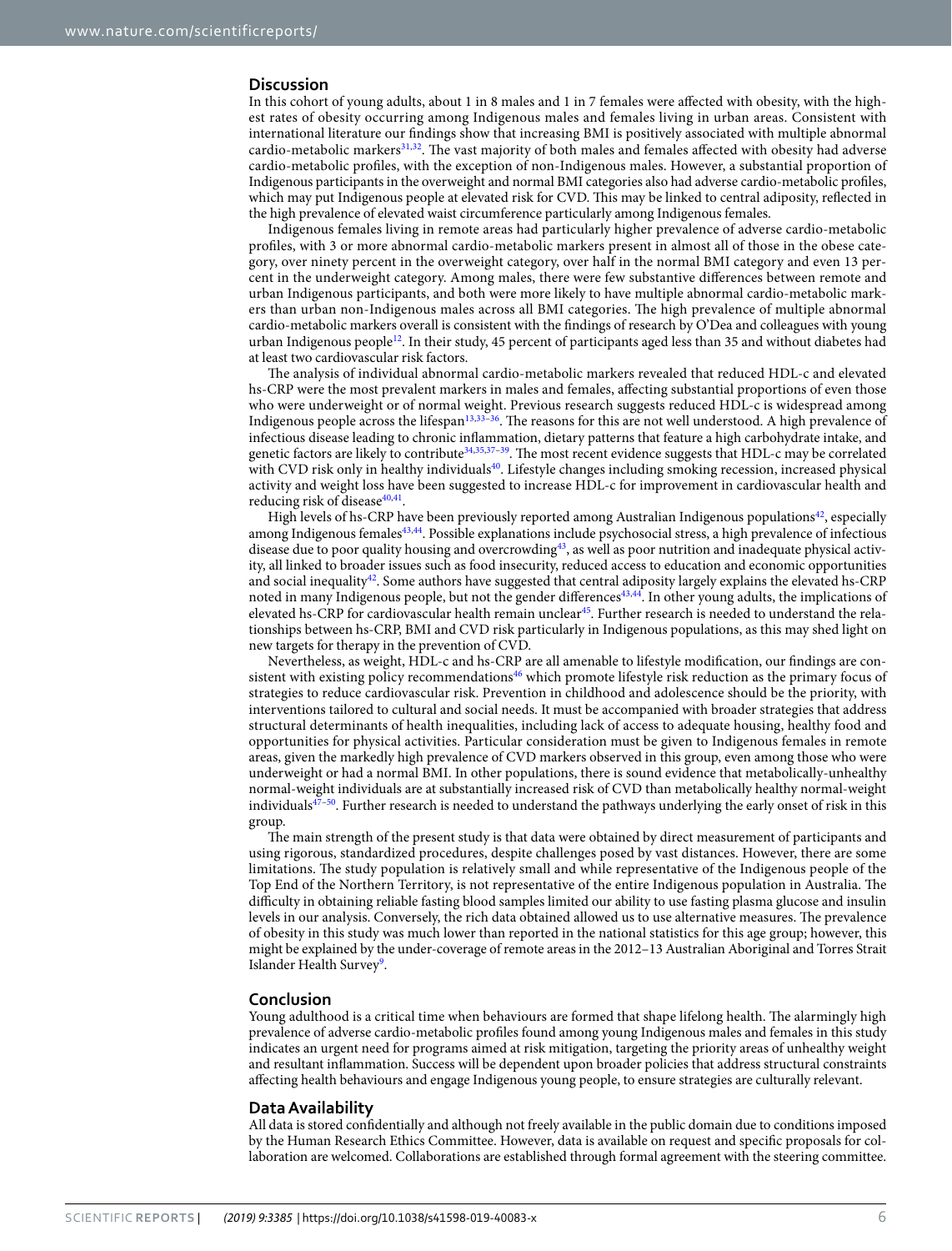## Discussion

In this cohort of young adults, about 1 in 8 males and 1 in 7 females were affected with obesity, with the highest rates of obesity occurring among Indigenous males and females living in urban areas. Consistent with international literature our findings show that increasing BMI is positively associated with multiple abnormal cardio-metabolic markers[31,32]. The vast majority of both males and females affected with obesity had adverse cardio-metabolic profiles, with the exception of non-Indigenous males. However, a substantial proportion of Indigenous participants in the overweight and normal BMI categories also had adverse cardio-metabolic profiles, which may put Indigenous people at elevated risk for CVD. This may be linked to central adiposity, reflected in the high prevalence of elevated waist circumference particularly among Indigenous females.

Indigenous females living in remote areas had particularly higher prevalence of adverse cardio-metabolic profiles, with 3 or more abnormal cardio-metabolic markers present in almost all of those in the obese category, over ninety percent in the overweight category, over half in the normal BMI category and even 13 percent in the underweight category. Among males, there were few substantive differences between remote and urban Indigenous participants, and both were more likely to have multiple abnormal cardio-metabolic markers than urban non-Indigenous males across all BMI categories. The high prevalence of multiple abnormal cardio-metabolic markers overall is consistent with the findings of research by O'Dea and colleagues with young urban Indigenous people[12]. In their study, 45 percent of participants aged less than 35 and without diabetes had at least two cardiovascular risk factors.

The analysis of individual abnormal cardio-metabolic markers revealed that reduced HDL-c and elevated hs-CRP were the most prevalent markers in males and females, affecting substantial proportions of even those who were underweight or of normal weight. Previous research suggests reduced HDL-c is widespread among Indigenous people across the lifespan[13,33–36]. The reasons for this are not well understood. A high prevalence of infectious disease leading to chronic inflammation, dietary patterns that feature a high carbohydrate intake, and genetic factors are likely to contribute[34,35,37–39]. The most recent evidence suggests that HDL-c may be correlated with CVD risk only in healthy individuals[40]. Lifestyle changes including smoking recession, increased physical activity and weight loss have been suggested to increase HDL-c for improvement in cardiovascular health and reducing risk of disease[40,41].

High levels of hs-CRP have been previously reported among Australian Indigenous populations[42], especially among Indigenous females[43,44]. Possible explanations include psychosocial stress, a high prevalence of infectious disease due to poor quality housing and overcrowding[43], as well as poor nutrition and inadequate physical activity, all linked to broader issues such as food insecurity, reduced access to education and economic opportunities and social inequality[42]. Some authors have suggested that central adiposity largely explains the elevated hs-CRP noted in many Indigenous people, but not the gender differences[43,44]. In other young adults, the implications of elevated hs-CRP for cardiovascular health remain unclear[45]. Further research is needed to understand the relationships between hs-CRP, BMI and CVD risk particularly in Indigenous populations, as this may shed light on new targets for therapy in the prevention of CVD.

Nevertheless, as weight, HDL-c and hs-CRP are all amenable to lifestyle modification, our findings are consistent with existing policy recommendations[46] which promote lifestyle risk reduction as the primary focus of strategies to reduce cardiovascular risk. Prevention in childhood and adolescence should be the priority, with interventions tailored to cultural and social needs. It must be accompanied with broader strategies that address structural determinants of health inequalities, including lack of access to adequate housing, healthy food and opportunities for physical activities. Particular consideration must be given to Indigenous females in remote areas, given the markedly high prevalence of CVD markers observed in this group, even among those who were underweight or had a normal BMI. In other populations, there is sound evidence that metabolically-unhealthy normal-weight individuals are at substantially increased risk of CVD than metabolically healthy normal-weight individuals[47–50]. Further research is needed to understand the pathways underlying the early onset of risk in this group.

The main strength of the present study is that data were obtained by direct measurement of participants and using rigorous, standardized procedures, despite challenges posed by vast distances. However, there are some limitations. The study population is relatively small and while representative of the Indigenous people of the Top End of the Northern Territory, is not representative of the entire Indigenous population in Australia. The difficulty in obtaining reliable fasting blood samples limited our ability to use fasting plasma glucose and insulin levels in our analysis. Conversely, the rich data obtained allowed us to use alternative measures. The prevalence of obesity in this study was much lower than reported in the national statistics for this age group; however, this might be explained by the under-coverage of remote areas in the 2012–13 Australian Aboriginal and Torres Strait Islander Health Survey[9].

## Conclusion

Young adulthood is a critical time when behaviours are formed that shape lifelong health. The alarmingly high prevalence of adverse cardio-metabolic profiles found among young Indigenous males and females in this study indicates an urgent need for programs aimed at risk mitigation, targeting the priority areas of unhealthy weight and resultant inflammation. Success will be dependent upon broader policies that address structural constraints affecting health behaviours and engage Indigenous young people, to ensure strategies are culturally relevant.

## Data Availability

All data is stored confidentially and although not freely available in the public domain due to conditions imposed by the Human Research Ethics Committee. However, data is available on request and specific proposals for collaboration are welcomed. Collaborations are established through formal agreement with the steering committee.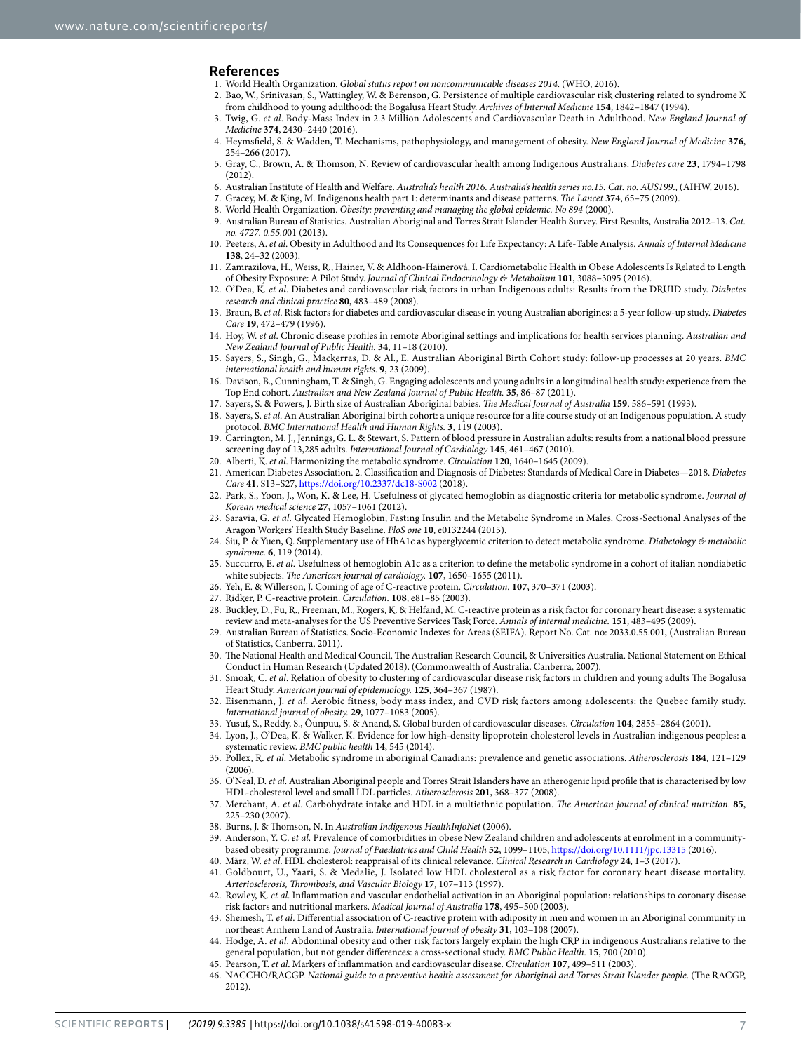## References

1. World Health Organization. *Global status report on noncommunicable diseases 2014*. (WHO, 2016).
2. Bao, W., Srinivasan, S., Wattingley, W. & Berenson, G. Persistence of multiple cardiovascular risk clustering related to syndrome X from childhood to young adulthood: the Bogalusa Heart Study. *Archives of Internal Medicine* **154**, 1842–1847 (1994).
3. Twig, G. *et al*. Body-Mass Index in 2.3 Million Adolescents and Cardiovascular Death in Adulthood. *New England Journal of Medicine* **374**, 2430–2440 (2016).
4. Heymsfield, S. & Wadden, T. Mechanisms, pathophysiology, and management of obesity. *New England Journal of Medicine* **376**, 254–266 (2017).
5. Gray, C., Brown, A. & Thomson, N. Review of cardiovascular health among Indigenous Australians. *Diabetes care* **23**, 1794–1798 (2012).
6. Australian Institute of Health and Welfare. *Australia's health 2016. Australia's health series no.15. Cat. no. AUS199*., (AIHW, 2016).
7. Gracey, M. & King, M. Indigenous health part 1: determinants and disease patterns. *The Lancet* **374**, 65–75 (2009).
8. World Health Organization. *Obesity: preventing and managing the global epidemic. No 894* (2000).
9. Australian Bureau of Statistics. Australian Aboriginal and Torres Strait Islander Health Survey. First Results, Australia 2012–13. *Cat. no. 4727. 0.55.0*01 (2013).
10. Peeters, A. *et al*. Obesity in Adulthood and Its Consequences for Life Expectancy: A Life-Table Analysis. *Annals of Internal Medicine* **138**, 24–32 (2003).
11. Zamrazilova, H., Weiss, R., Hainer, V. & Aldhoon-Hainerová, I. Cardiometabolic Health in Obese Adolescents Is Related to Length of Obesity Exposure: A Pilot Study. *Journal of Clinical Endocrinology & Metabolism* **101**, 3088–3095 (2016).
12. O'Dea, K. *et al*. Diabetes and cardiovascular risk factors in urban Indigenous adults: Results from the DRUID study. *Diabetes research and clinical practice* **80**, 483–489 (2008).
13. Braun, B. *et al*. Risk factors for diabetes and cardiovascular disease in young Australian aborigines: a 5-year follow-up study. *Diabetes Care* **19**, 472–479 (1996).
14. Hoy, W. *et al*. Chronic disease profiles in remote Aboriginal settings and implications for health services planning. *Australian and New Zealand Journal of Public Health.* **34**, 11–18 (2010).
15. Sayers, S., Singh, G., Mackerras, D. & Al., E. Australian Aboriginal Birth Cohort study: follow-up processes at 20 years. *BMC international health and human rights.* **9**, 23 (2009).
16. Davison, B., Cunningham, T. & Singh, G. Engaging adolescents and young adults in a longitudinal health study: experience from the Top End cohort. *Australian and New Zealand Journal of Public Health.* **35**, 86–87 (2011).
17. Sayers, S. & Powers, J. Birth size of Australian Aboriginal babies. *The Medical Journal of Australia* **159**, 586–591 (1993).
18. Sayers, S. *et al*. An Australian Aboriginal birth cohort: a unique resource for a life course study of an Indigenous population. A study protocol. *BMC International Health and Human Rights.* **3**, 119 (2003).
19. Carrington, M. J., Jennings, G. L. & Stewart, S. Pattern of blood pressure in Australian adults: results from a national blood pressure screening day of 13,285 adults. *International Journal of Cardiology* **145**, 461–467 (2010).
20. Alberti, K. *et al*. Harmonizing the metabolic syndrome. *Circulation* **120**, 1640–1645 (2009).
21. American Diabetes Association. 2. Classification and Diagnosis of Diabetes: Standards of Medical Care in Diabetes—2018. *Diabetes Care* **41**, S13–S27, https://doi.org/10.2337/dc18-S002 (2018).
22. Park, S., Yoon, J., Won, K. & Lee, H. Usefulness of glycated hemoglobin as diagnostic criteria for metabolic syndrome. *Journal of Korean medical science* **27**, 1057–1061 (2012).
23. Saravia, G. *et al*. Glycated Hemoglobin, Fasting Insulin and the Metabolic Syndrome in Males. Cross-Sectional Analyses of the Aragon Workers' Health Study Baseline. *PloS one* **10**, e0132244 (2015).
24. Siu, P. & Yuen, Q. Supplementary use of HbA1c as hyperglycemic criterion to detect metabolic syndrome. *Diabetology & metabolic syndrome.* **6**, 119 (2014).
25. Succurro, E. *et al*. Usefulness of hemoglobin A1c as a criterion to define the metabolic syndrome in a cohort of italian nondiabetic white subjects. *The American journal of cardiology.* **107**, 1650–1655 (2011).
26. Yeh, E. & Willerson, J. Coming of age of C-reactive protein. *Circulation.* **107**, 370–371 (2003).
27. Ridker, P. C-reactive protein. *Circulation.* **108**, e81–85 (2003).
28. Buckley, D., Fu, R., Freeman, M., Rogers, K. & Helfand, M. C-reactive protein as a risk factor for coronary heart disease: a systematic review and meta-analyses for the US Preventive Services Task Force. *Annals of internal medicine.* **151**, 483–495 (2009).
29. Australian Bureau of Statistics. Socio-Economic Indexes for Areas (SEIFA). Report No. Cat. no: 2033.0.55.001, (Australian Bureau of Statistics, Canberra, 2011).
30. The National Health and Medical Council, The Australian Research Council, & Universities Australia. National Statement on Ethical Conduct in Human Research (Updated 2018). (Commonwealth of Australia, Canberra, 2007).
31. Smoak, C. *et al*. Relation of obesity to clustering of cardiovascular disease risk factors in children and young adults The Bogalusa Heart Study. *American journal of epidemiology.* **125**, 364–367 (1987).
32. Eisenmann, J. *et al*. Aerobic fitness, body mass index, and CVD risk factors among adolescents: the Quebec family study. *International journal of obesity.* **29**, 1077–1083 (2005).
33. Yusuf, S., Reddy, S., Ôunpuu, S. & Anand, S. Global burden of cardiovascular diseases. *Circulation* **104**, 2855–2864 (2001).
34. Lyon, J., O'Dea, K. & Walker, K. Evidence for low high-density lipoprotein cholesterol levels in Australian indigenous peoples: a systematic review. *BMC public health* **14**, 545 (2014).
35. Pollex, R. *et al*. Metabolic syndrome in aboriginal Canadians: prevalence and genetic associations. *Atherosclerosis* **184**, 121–129 (2006).
36. O'Neal, D. *et al*. Australian Aboriginal people and Torres Strait Islanders have an atherogenic lipid profile that is characterised by low HDL-cholesterol level and small LDL particles. *Atherosclerosis* **201**, 368–377 (2008).
37. Merchant, A. *et al*. Carbohydrate intake and HDL in a multiethnic population. *The American journal of clinical nutrition.* **85**, 225–230 (2007).
38. Burns, J. & Thomson, N. In *Australian Indigenous HealthInfoNet* (2006).
39. Anderson, Y. C. *et al.* Prevalence of comorbidities in obese New Zealand children and adolescents at enrolment in a community-based obesity programme. *Journal of Paediatrics and Child Health* **52**, 1099–1105, https://doi.org/10.1111/jpc.13315 (2016).
40. März, W. *et al*. HDL cholesterol: reappraisal of its clinical relevance. *Clinical Research in Cardiology* **24**, 1–3 (2017).
41. Goldbourt, U., Yaari, S. & Medalie, J. Isolated low HDL cholesterol as a risk factor for coronary heart disease mortality. *Arteriosclerosis, Thrombosis, and Vascular Biology* **17**, 107–113 (1997).
42. Rowley, K. *et al*. Inflammation and vascular endothelial activation in an Aboriginal population: relationships to coronary disease risk factors and nutritional markers. *Medical Journal of Australia* **178**, 495–500 (2003).
43. Shemesh, T. *et al*. Differential association of C-reactive protein with adiposity in men and women in an Aboriginal community in northeast Arnhem Land of Australia. *International journal of obesity* **31**, 103–108 (2007).
44. Hodge, A. *et al*. Abdominal obesity and other risk factors largely explain the high CRP in indigenous Australians relative to the general population, but not gender differences: a cross-sectional study. *BMC Public Health.* **15**, 700 (2010).
45. Pearson, T. *et al*. Markers of inflammation and cardiovascular disease. *Circulation* **107**, 499–511 (2003).
46. NACCHO/RACGP. *National guide to a preventive health assessment for Aboriginal and Torres Strait Islander people*. (The RACGP, 2012).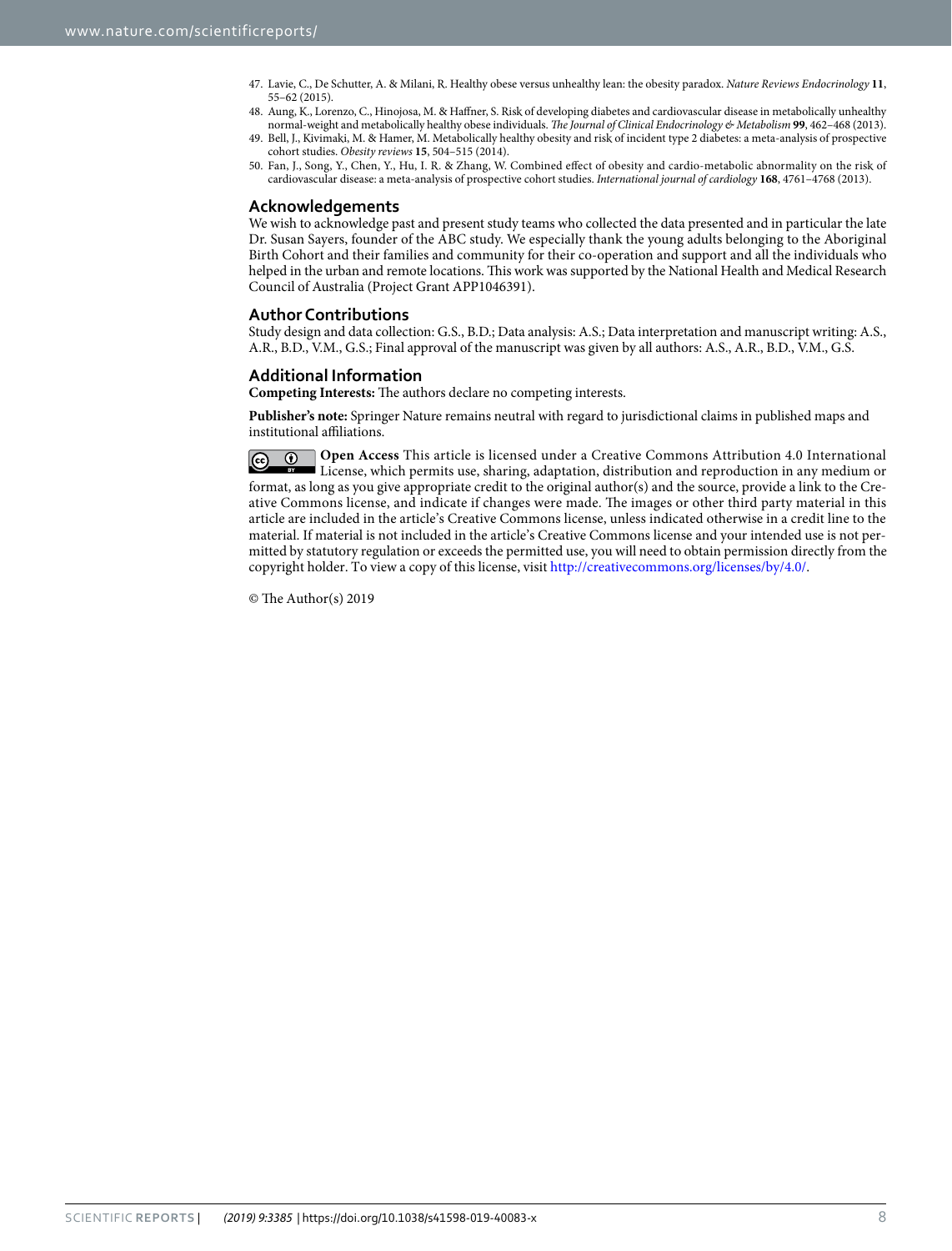47. Lavie, C., De Schutter, A. & Milani, R. Healthy obese versus unhealthy lean: the obesity paradox. *Nature Reviews Endocrinology* **11**, 55–62 (2015).
48. Aung, K., Lorenzo, C., Hinojosa, M. & Haffner, S. Risk of developing diabetes and cardiovascular disease in metabolically unhealthy normal-weight and metabolically healthy obese individuals. *The Journal of Clinical Endocrinology & Metabolism* **99**, 462–468 (2013).
49. Bell, J., Kivimaki, M. & Hamer, M. Metabolically healthy obesity and risk of incident type 2 diabetes: a meta-analysis of prospective cohort studies. *Obesity reviews* **15**, 504–515 (2014).
50. Fan, J., Song, Y., Chen, Y., Hu, I. R. & Zhang, W. Combined effect of obesity and cardio-metabolic abnormality on the risk of cardiovascular disease: a meta-analysis of prospective cohort studies. *International journal of cardiology* **168**, 4761–4768 (2013).

## Acknowledgements

We wish to acknowledge past and present study teams who collected the data presented and in particular the late Dr. Susan Sayers, founder of the ABC study. We especially thank the young adults belonging to the Aboriginal Birth Cohort and their families and community for their co-operation and support and all the individuals who helped in the urban and remote locations. This work was supported by the National Health and Medical Research Council of Australia (Project Grant APP1046391).

## Author Contributions

Study design and data collection: G.S., B.D.; Data analysis: A.S.; Data interpretation and manuscript writing: A.S., A.R., B.D., V.M., G.S.; Final approval of the manuscript was given by all authors: A.S., A.R., B.D., V.M., G.S.

## Additional Information

**Competing Interests:** The authors declare no competing interests.

**Publisher's note:** Springer Nature remains neutral with regard to jurisdictional claims in published maps and institutional affiliations.

**Open Access** This article is licensed under a Creative Commons Attribution 4.0 International License, which permits use, sharing, adaptation, distribution and reproduction in any medium or format, as long as you give appropriate credit to the original author(s) and the source, provide a link to the Creative Commons license, and indicate if changes were made. The images or other third party material in this article are included in the article's Creative Commons license, unless indicated otherwise in a credit line to the material. If material is not included in the article's Creative Commons license and your intended use is not permitted by statutory regulation or exceeds the permitted use, you will need to obtain permission directly from the copyright holder. To view a copy of this license, visit http://creativecommons.org/licenses/by/4.0/.

© The Author(s) 2019